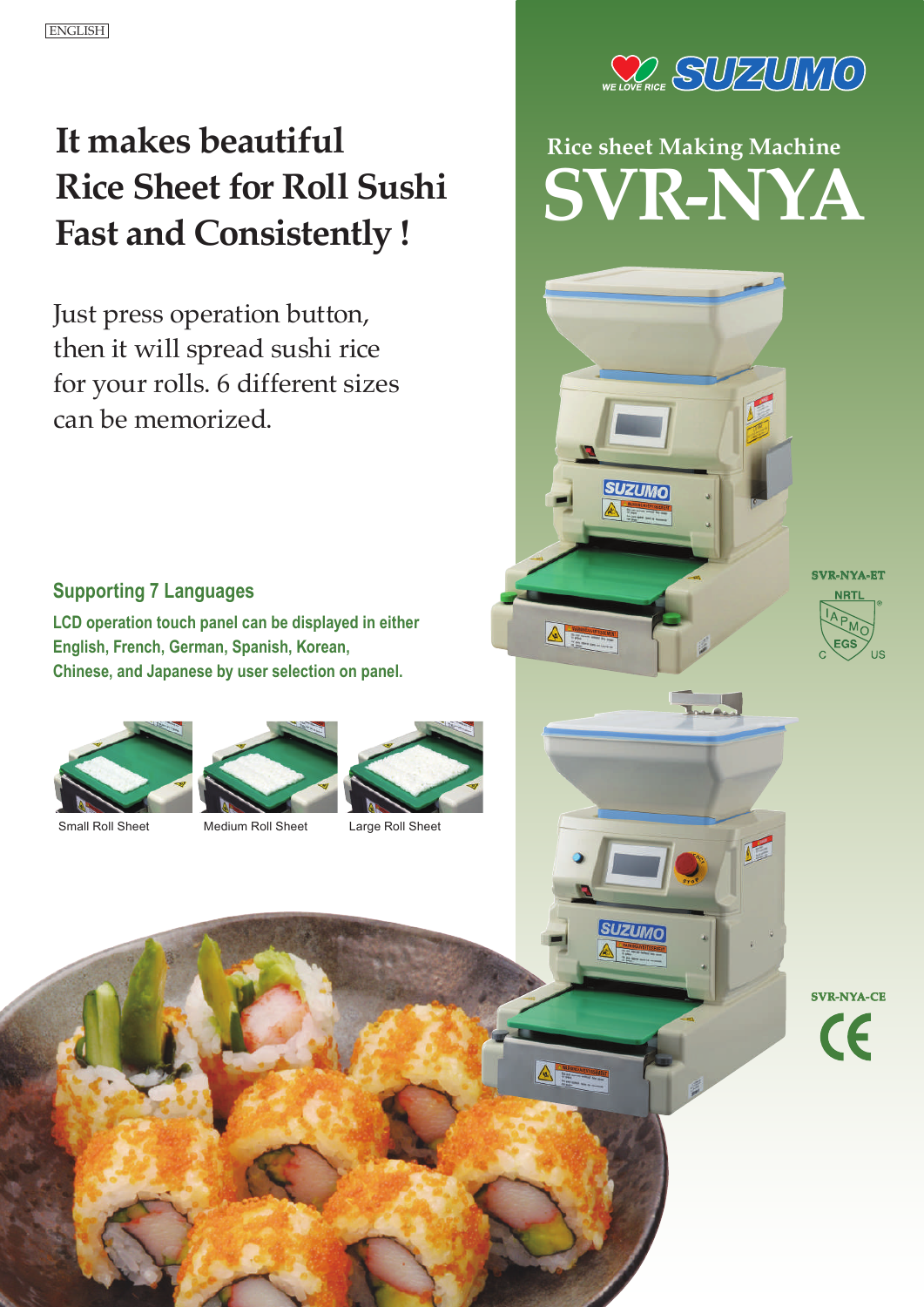ENGLISH

SUZUMO

WE LOVE RICE

# It makes beautiful Rice Sheet for Roll Sushi Fast and Consistently !

## Rice sheet Making Machine

# SVR-NYA

Just press operation button, then it will spread sushi rice for your rolls. 6 different sizes can be memorized.

### Supporting 7 Languages

**LCD operation touch panel can be displayed in either English, French, German, Spanish, Korean, Chinese, and Japanese by user selection on panel.**

Small Roll Sheet

Medium Roll Sheet

Large Roll Sheet

SVR-NYA-ET

SVR-NYA-CE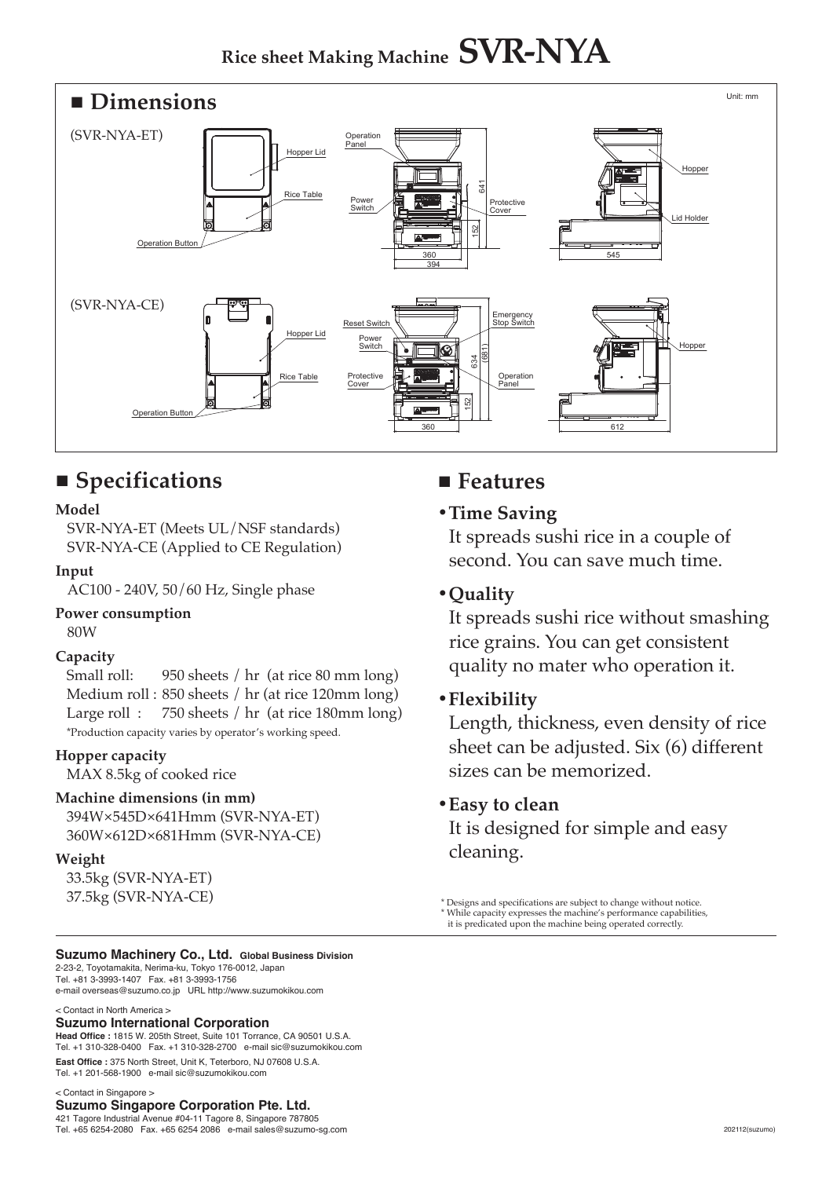# Rice sheet Making Machine SVR-NYA

## ■ Dimensions

Unit: mm

(SVR-NYA-ET)

Hopper Lid
Rice Table
Operation Button
Operation Panel
Power Switch
Protective Cover
641
152
360
394
Hopper
Lid Holder
545

(SVR-NYA-CE)

Hopper Lid
Rice Table
Operation Button
Reset Switch
Power Switch
Protective Cover
Emergency Stop Switch
Operation Panel
634
(681)
152
360
Hopper
612

## ■ Specifications

**Model**
SVR-NYA-ET (Meets UL/NSF standards)
SVR-NYA-CE (Applied to CE Regulation)

**Input**
AC100 - 240V, 50/60 Hz, Single phase

**Power consumption**
80W

**Capacity**
Small roll: 950 sheets / hr (at rice 80 mm long)
Medium roll : 850 sheets / hr (at rice 120mm long)
Large roll : 750 sheets / hr (at rice 180mm long)
*Production capacity varies by operator's working speed.

**Hopper capacity**
MAX 8.5kg of cooked rice

**Machine dimensions (in mm)**
394W×545D×641Hmm (SVR-NYA-ET)
360W×612D×681Hmm (SVR-NYA-CE)

**Weight**
33.5kg (SVR-NYA-ET)
37.5kg (SVR-NYA-CE)

## ■ Features

- **Time Saving**
  It spreads sushi rice in a couple of second. You can save much time.
- **Quality**
  It spreads sushi rice without smashing rice grains. You can get consistent quality no mater who operation it.
- **Flexibility**
  Length, thickness, even density of rice sheet can be adjusted. Six (6) different sizes can be memorized.
- **Easy to clean**
  It is designed for simple and easy cleaning.

* Designs and specifications are subject to change without notice.
* While capacity expresses the machine's performance capabilities, it is predicated upon the machine being operated correctly.

**Suzumo Machinery Co., Ltd.** **Global Business Division**
2-23-2, Toyotamakita, Nerima-ku, Tokyo 176-0012, Japan
Tel. +81 3-3993-1407 Fax. +81 3-3993-1756
e-mail overseas@suzumo.co.jp URL http://www.suzumokikou.com

< Contact in North America >
**Suzumo International Corporation**
**Head Office :** 1815 W. 205th Street, Suite 101 Torrance, CA 90501 U.S.A.
Tel. +1 310-328-0400 Fax. +1 310-328-2700 e-mail sic@suzumokikou.com
**East Office :** 375 North Street, Unit K, Teterboro, NJ 07608 U.S.A.
Tel. +1 201-568-1900 e-mail sic@suzumokikou.com

< Contact in Singapore >
**Suzumo Singapore Corporation Pte. Ltd.**
421 Tagore Industrial Avenue #04-11 Tagore 8, Singapore 787805
Tel. +65 6254-2080 Fax. +65 6254 2086 e-mail sales@suzumo-sg.com

202112(suzumo)